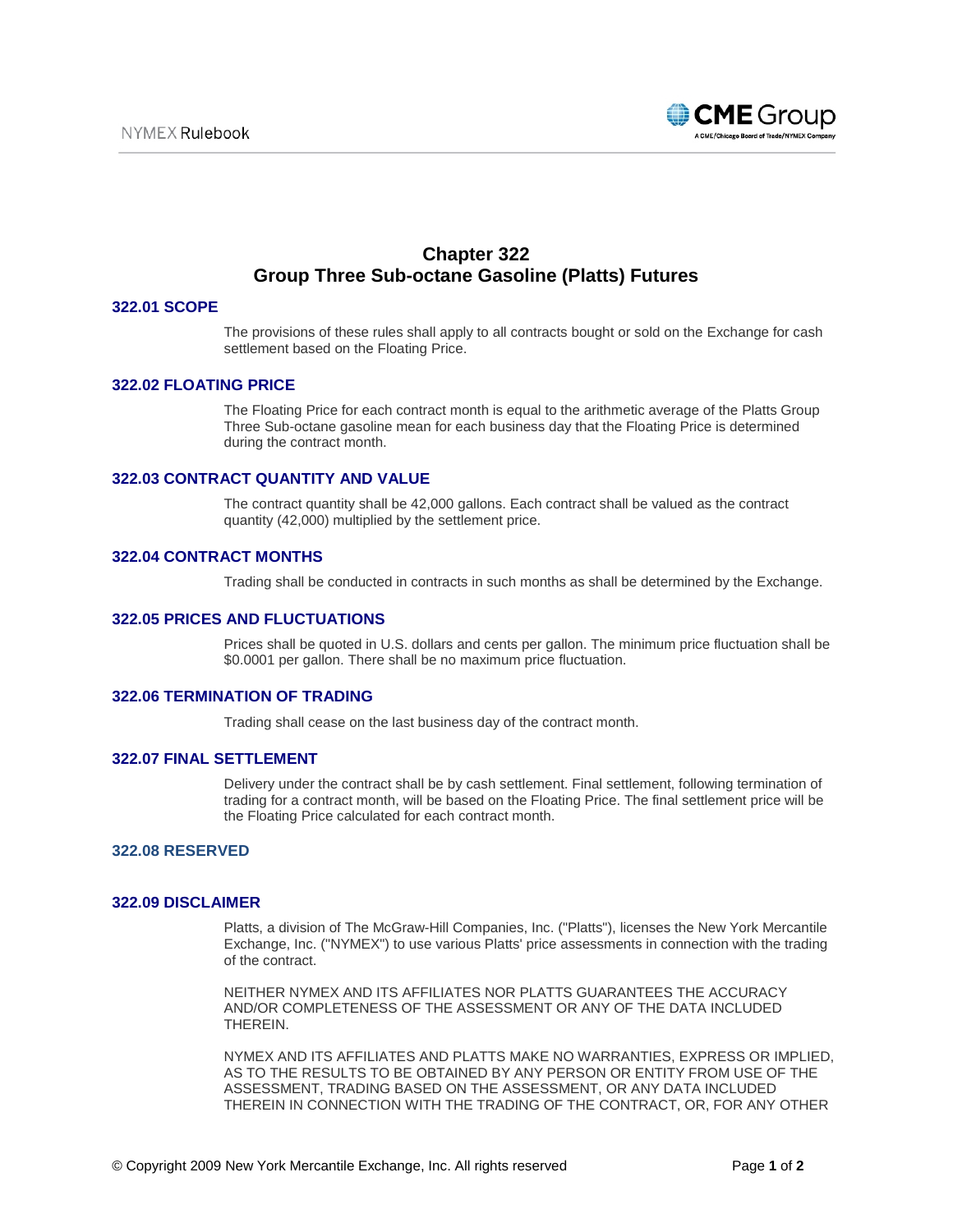# Chapter 322
# Group Three Sub-octane Gasoline (Platts) Futures

## 322.01 SCOPE

The provisions of these rules shall apply to all contracts bought or sold on the Exchange for cash settlement based on the Floating Price.

## 322.02 FLOATING PRICE

The Floating Price for each contract month is equal to the arithmetic average of the Platts Group Three Sub-octane gasoline mean for each business day that the Floating Price is determined during the contract month.

## 322.03 CONTRACT QUANTITY AND VALUE

The contract quantity shall be 42,000 gallons. Each contract shall be valued as the contract quantity (42,000) multiplied by the settlement price.

## 322.04 CONTRACT MONTHS

Trading shall be conducted in contracts in such months as shall be determined by the Exchange.

## 322.05 PRICES AND FLUCTUATIONS

Prices shall be quoted in U.S. dollars and cents per gallon. The minimum price fluctuation shall be $0.0001 per gallon. There shall be no maximum price fluctuation.

## 322.06 TERMINATION OF TRADING

Trading shall cease on the last business day of the contract month.

## 322.07 FINAL SETTLEMENT

Delivery under the contract shall be by cash settlement. Final settlement, following termination of trading for a contract month, will be based on the Floating Price. The final settlement price will be the Floating Price calculated for each contract month.

## 322.08 RESERVED

## 322.09 DISCLAIMER

Platts, a division of The McGraw-Hill Companies, Inc. ("Platts"), licenses the New York Mercantile Exchange, Inc. ("NYMEX") to use various Platts' price assessments in connection with the trading of the contract.

NEITHER NYMEX AND ITS AFFILIATES NOR PLATTS GUARANTEES THE ACCURACY AND/OR COMPLETENESS OF THE ASSESSMENT OR ANY OF THE DATA INCLUDED THEREIN.

NYMEX AND ITS AFFILIATES AND PLATTS MAKE NO WARRANTIES, EXPRESS OR IMPLIED, AS TO THE RESULTS TO BE OBTAINED BY ANY PERSON OR ENTITY FROM USE OF THE ASSESSMENT, TRADING BASED ON THE ASSESSMENT, OR ANY DATA INCLUDED THEREIN IN CONNECTION WITH THE TRADING OF THE CONTRACT, OR, FOR ANY OTHER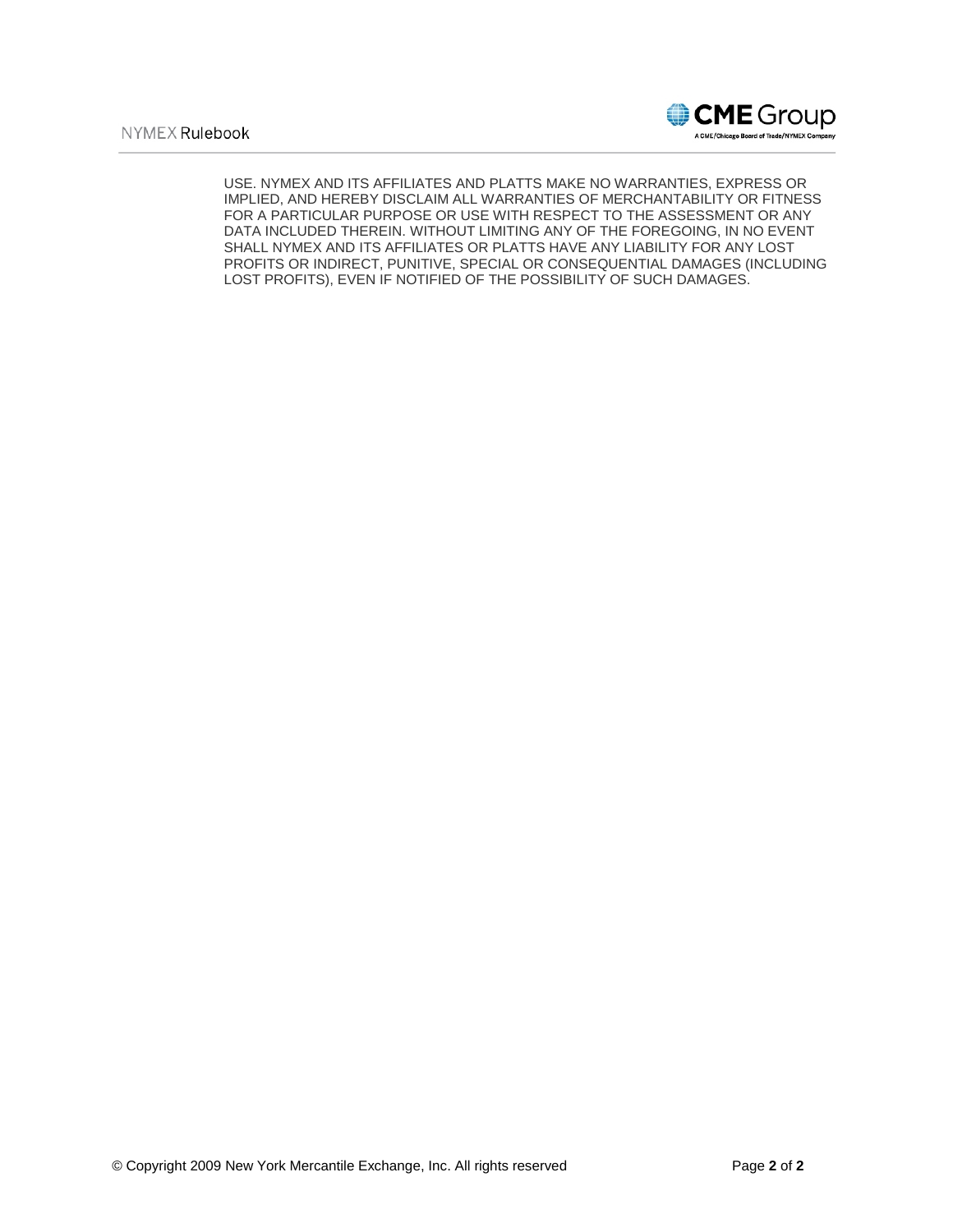USE. NYMEX AND ITS AFFILIATES AND PLATTS MAKE NO WARRANTIES, EXPRESS OR IMPLIED, AND HEREBY DISCLAIM ALL WARRANTIES OF MERCHANTABILITY OR FITNESS FOR A PARTICULAR PURPOSE OR USE WITH RESPECT TO THE ASSESSMENT OR ANY DATA INCLUDED THEREIN. WITHOUT LIMITING ANY OF THE FOREGOING, IN NO EVENT SHALL NYMEX AND ITS AFFILIATES OR PLATTS HAVE ANY LIABILITY FOR ANY LOST PROFITS OR INDIRECT, PUNITIVE, SPECIAL OR CONSEQUENTIAL DAMAGES (INCLUDING LOST PROFITS), EVEN IF NOTIFIED OF THE POSSIBILITY OF SUCH DAMAGES.